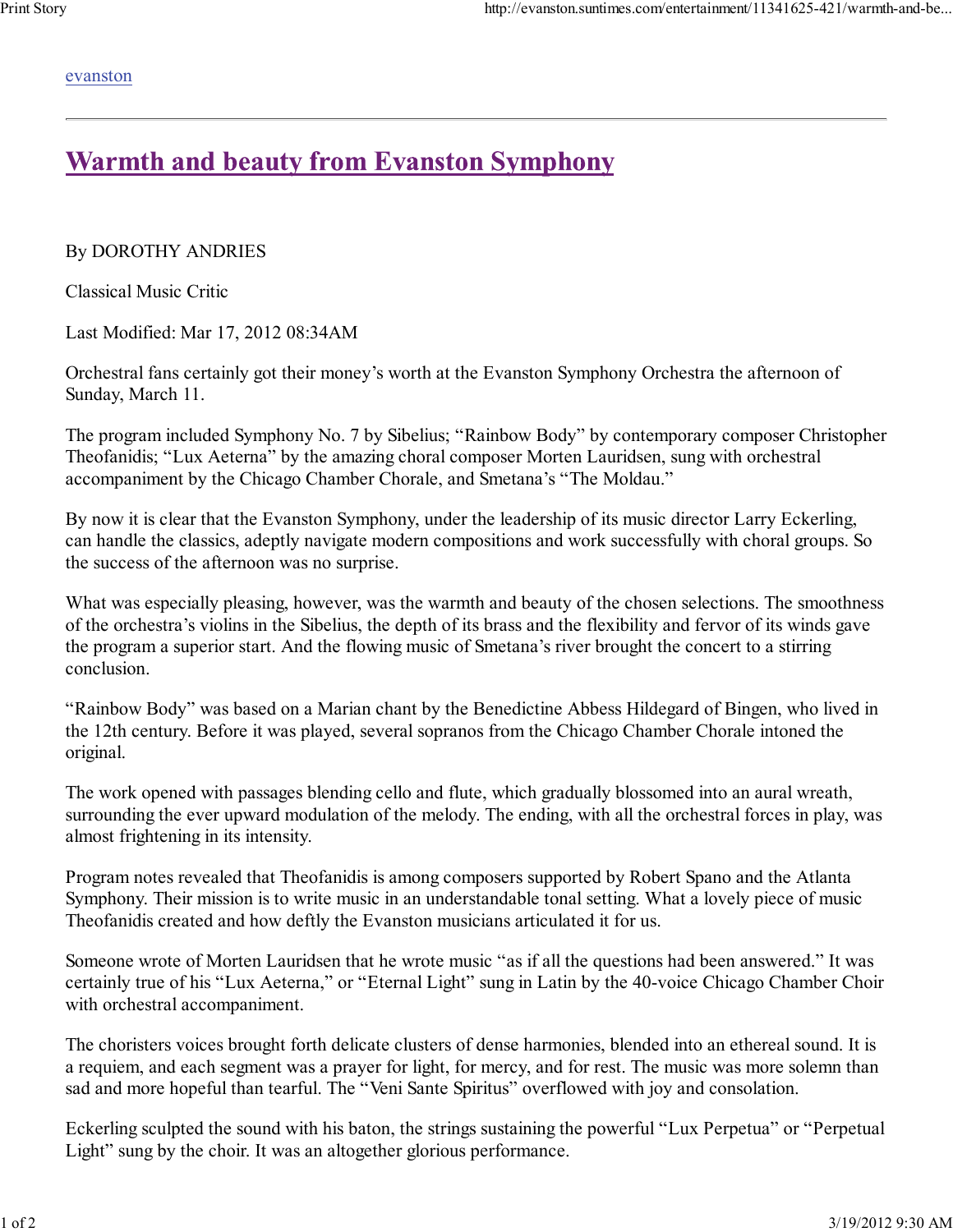evanston

# Warmth and beauty from Evanston Symphony

By DOROTHY ANDRIES

Classical Music Critic

Last Modified: Mar 17, 2012 08:34AM

Orchestral fans certainly got their money's worth at the Evanston Symphony Orchestra the afternoon of Sunday, March 11.

The program included Symphony No. 7 by Sibelius; "Rainbow Body" by contemporary composer Christopher Theofanidis; "Lux Aeterna" by the amazing choral composer Morten Lauridsen, sung with orchestral accompaniment by the Chicago Chamber Chorale, and Smetana's "The Moldau."

By now it is clear that the Evanston Symphony, under the leadership of its music director Larry Eckerling, can handle the classics, adeptly navigate modern compositions and work successfully with choral groups. So the success of the afternoon was no surprise.

What was especially pleasing, however, was the warmth and beauty of the chosen selections. The smoothness of the orchestra's violins in the Sibelius, the depth of its brass and the flexibility and fervor of its winds gave the program a superior start. And the flowing music of Smetana's river brought the concert to a stirring conclusion.

"Rainbow Body" was based on a Marian chant by the Benedictine Abbess Hildegard of Bingen, who lived in the 12th century. Before it was played, several sopranos from the Chicago Chamber Chorale intoned the original.

The work opened with passages blending cello and flute, which gradually blossomed into an aural wreath, surrounding the ever upward modulation of the melody. The ending, with all the orchestral forces in play, was almost frightening in its intensity.

Program notes revealed that Theofanidis is among composers supported by Robert Spano and the Atlanta Symphony. Their mission is to write music in an understandable tonal setting. What a lovely piece of music Theofanidis created and how deftly the Evanston musicians articulated it for us.

Someone wrote of Morten Lauridsen that he wrote music "as if all the questions had been answered." It was certainly true of his "Lux Aeterna," or "Eternal Light" sung in Latin by the 40-voice Chicago Chamber Choir with orchestral accompaniment.

The choristers voices brought forth delicate clusters of dense harmonies, blended into an ethereal sound. It is a requiem, and each segment was a prayer for light, for mercy, and for rest. The music was more solemn than sad and more hopeful than tearful. The "Veni Sante Spiritus" overflowed with joy and consolation.

Eckerling sculpted the sound with his baton, the strings sustaining the powerful "Lux Perpetua" or "Perpetual Light" sung by the choir. It was an altogether glorious performance.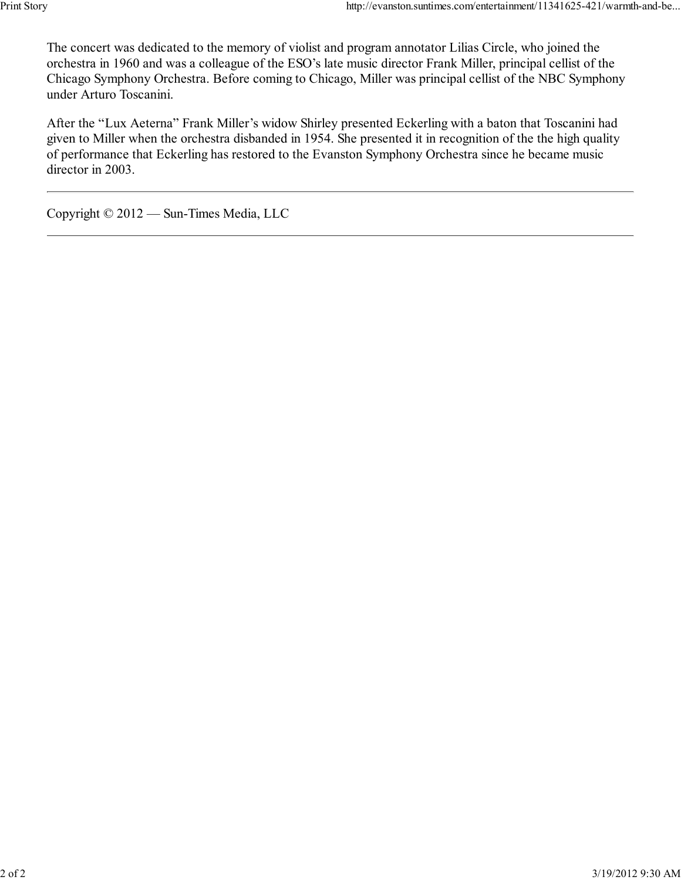The concert was dedicated to the memory of violist and program annotator Lilias Circle, who joined the orchestra in 1960 and was a colleague of the ESO's late music director Frank Miller, principal cellist of the Chicago Symphony Orchestra. Before coming to Chicago, Miller was principal cellist of the NBC Symphony under Arturo Toscanini.

After the "Lux Aeterna" Frank Miller's widow Shirley presented Eckerling with a baton that Toscanini had given to Miller when the orchestra disbanded in 1954. She presented it in recognition of the the high quality of performance that Eckerling has restored to the Evanston Symphony Orchestra since he became music director in 2003.

---

Copyright © 2012 — Sun-Times Media, LLC

---